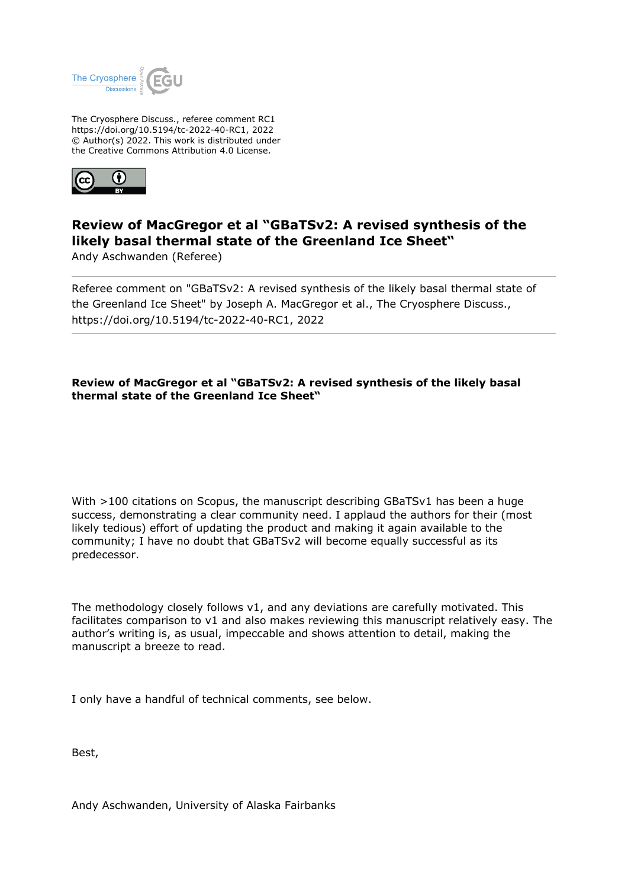The Cryosphere Discuss., referee comment RC1
https://doi.org/10.5194/tc-2022-40-RC1, 2022
© Author(s) 2022. This work is distributed under
the Creative Commons Attribution 4.0 License.

# Review of MacGregor et al "GBaTSv2: A revised synthesis of the likely basal thermal state of the Greenland Ice Sheet"

Andy Aschwanden (Referee)

---

Referee comment on "GBaTSv2: A revised synthesis of the likely basal thermal state of the Greenland Ice Sheet" by Joseph A. MacGregor et al., The Cryosphere Discuss., https://doi.org/10.5194/tc-2022-40-RC1, 2022

---

**Review of MacGregor et al "GBaTSv2: A revised synthesis of the likely basal thermal state of the Greenland Ice Sheet"**

With >100 citations on Scopus, the manuscript describing GBaTSv1 has been a huge success, demonstrating a clear community need. I applaud the authors for their (most likely tedious) effort of updating the product and making it again available to the community; I have no doubt that GBaTSv2 will become equally successful as its predecessor.

The methodology closely follows v1, and any deviations are carefully motivated. This facilitates comparison to v1 and also makes reviewing this manuscript relatively easy. The author's writing is, as usual, impeccable and shows attention to detail, making the manuscript a breeze to read.

I only have a handful of technical comments, see below.

Best,

Andy Aschwanden, University of Alaska Fairbanks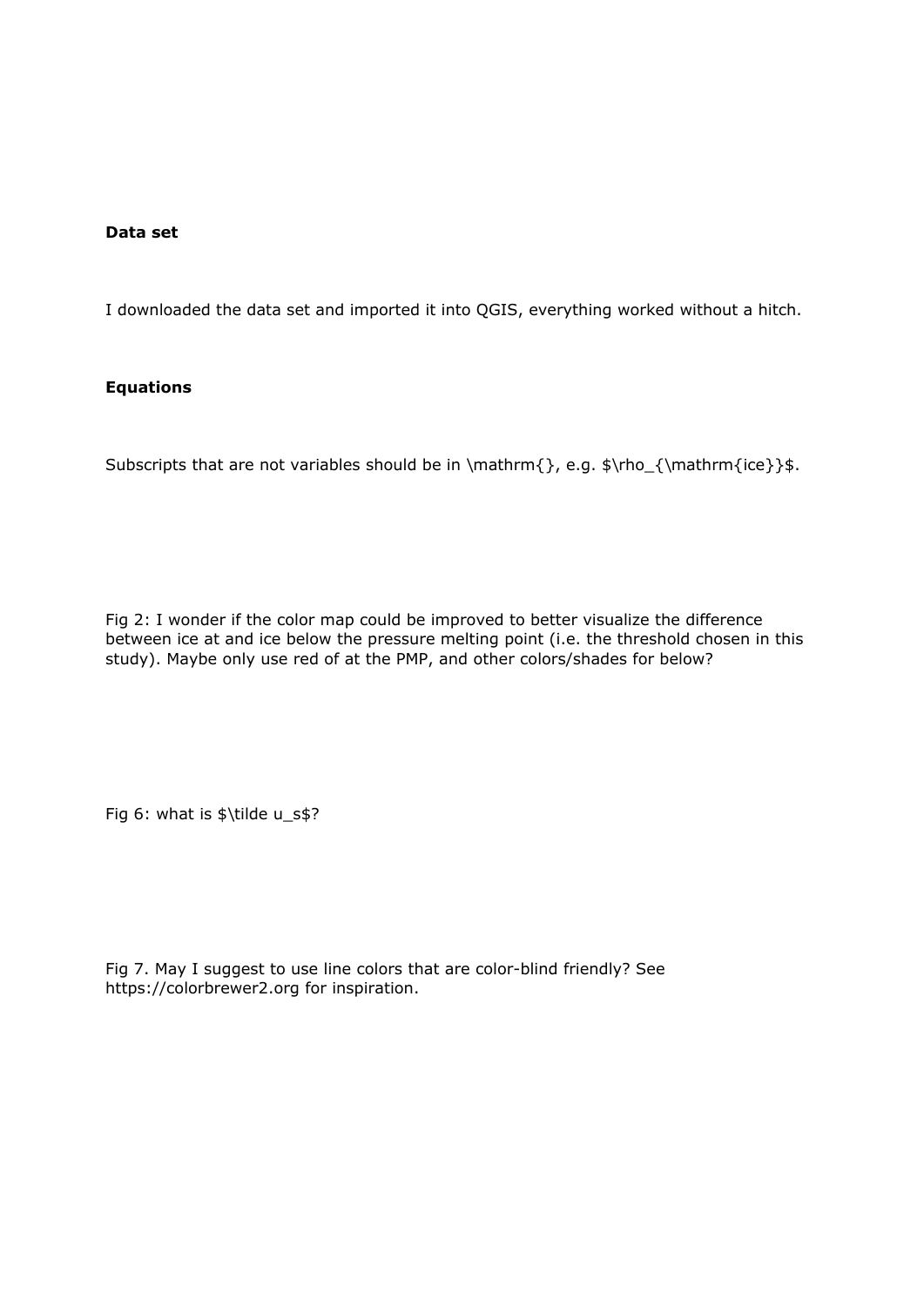**Data set**

I downloaded the data set and imported it into QGIS, everything worked without a hitch.

**Equations**

Subscripts that are not variables should be in \mathrm{}, e.g. $\rho_{\mathrm{ice}}$.

Fig 2: I wonder if the color map could be improved to better visualize the difference between ice at and ice below the pressure melting point (i.e. the threshold chosen in this study). Maybe only use red of at the PMP, and other colors/shades for below?

Fig 6: what is $\tilde u_s$?

Fig 7. May I suggest to use line colors that are color-blind friendly? See https://colorbrewer2.org for inspiration.